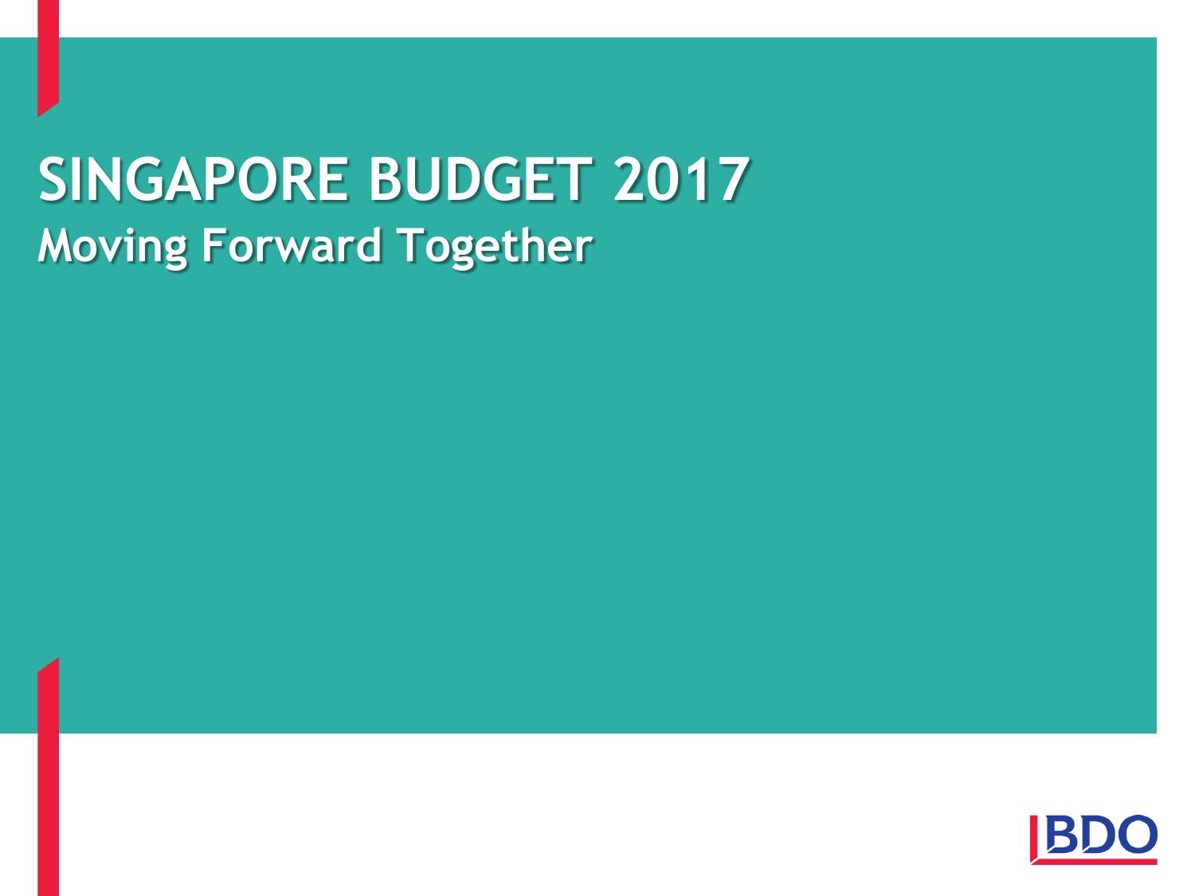# SINGAPORE BUDGET 2017

## Moving Forward Together

BDO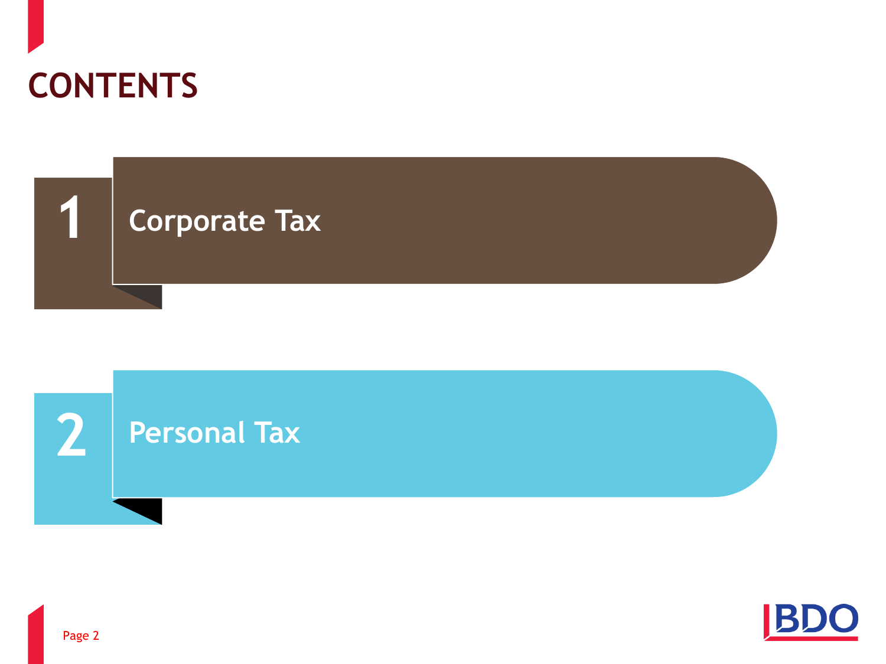# CONTENTS

1. Corporate Tax
2. Personal Tax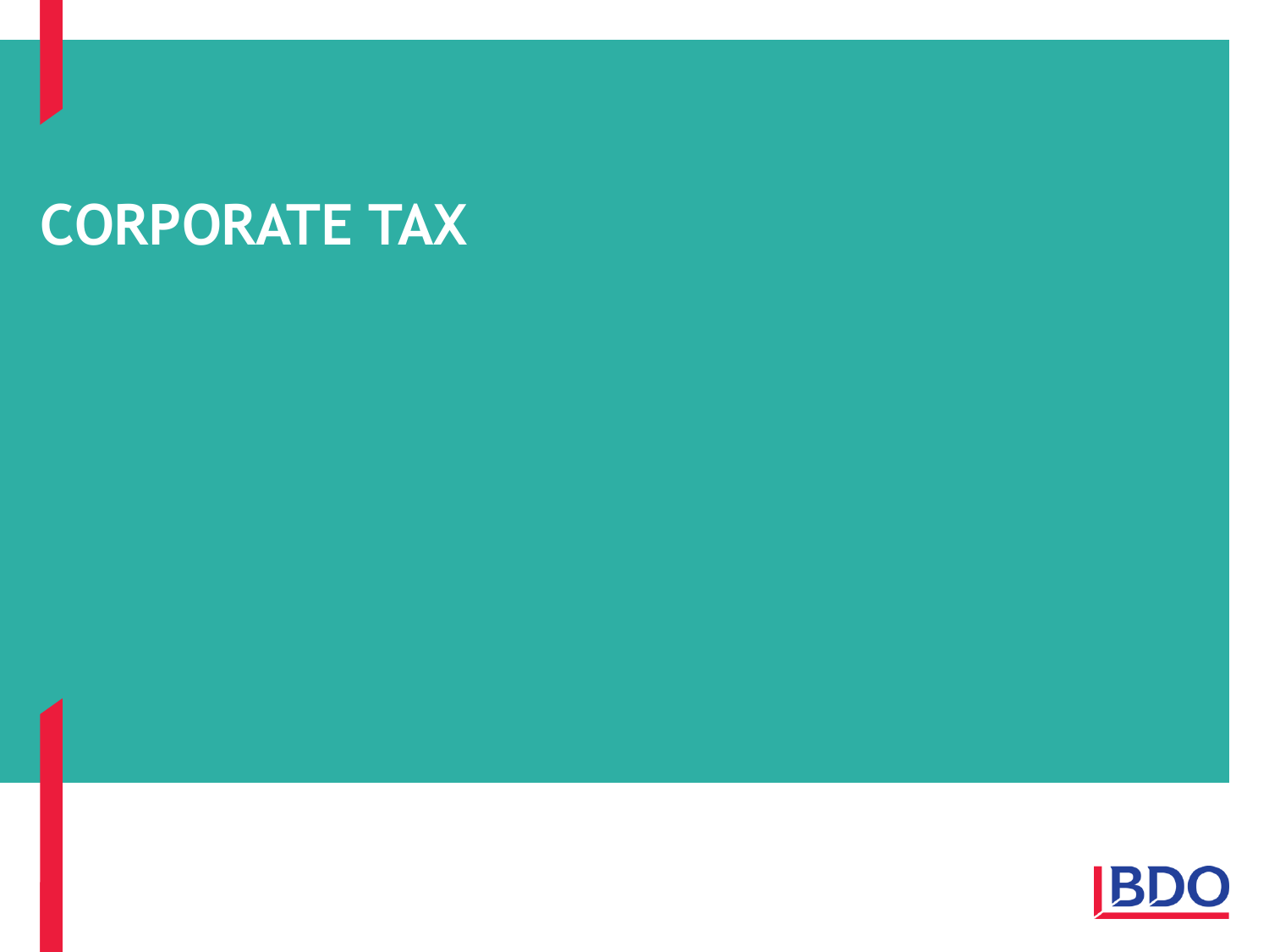# CORPORATE TAX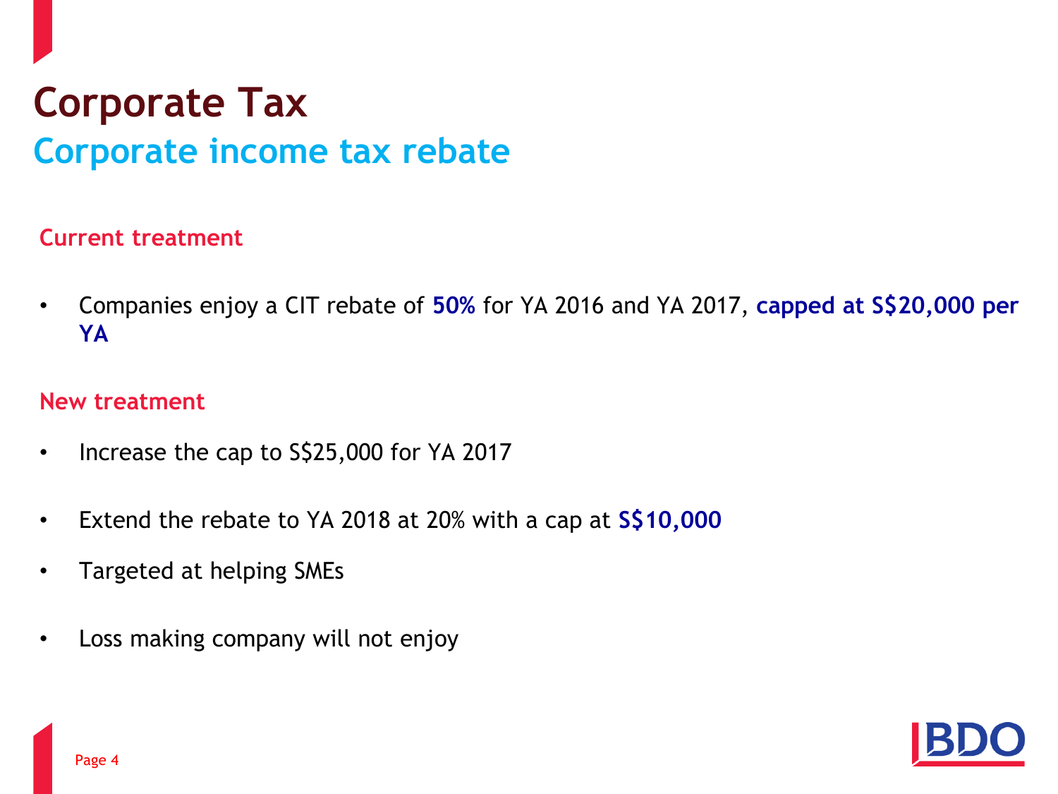# Corporate Tax

## Corporate income tax rebate

### Current treatment

- Companies enjoy a CIT rebate of **50%** for YA 2016 and YA 2017, **capped at S$20,000 per YA**

### New treatment

- Increase the cap to S$25,000 for YA 2017
- Extend the rebate to YA 2018 at 20% with a cap at **S$10,000**
- Targeted at helping SMEs
- Loss making company will not enjoy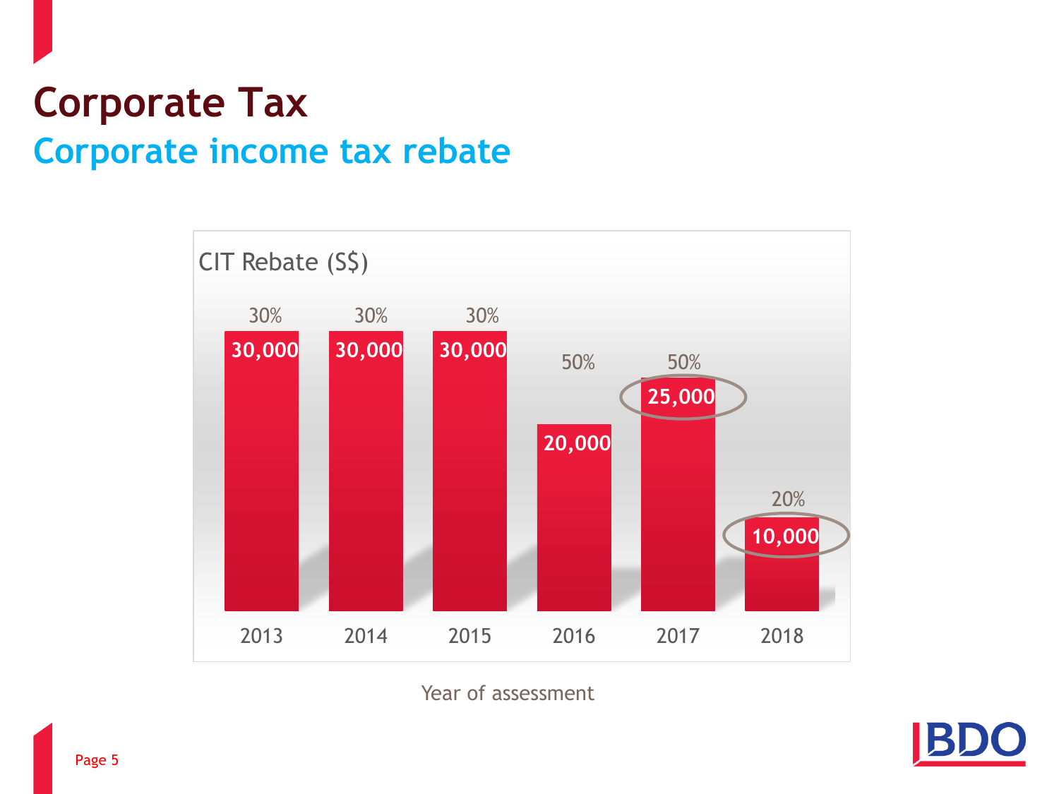# Corporate Tax

## Corporate income tax rebate

CIT Rebate (S$)

| Year of assessment | 2013 | 2014 | 2015 | 2016 | 2017 | 2018 |
|---|---|---|---|---|---|---|
| Rebate rate | 30% | 30% | 30% | 50% | 50% | 20% |
| Rebate cap (S$) | 30,000 | 30,000 | 30,000 | 20,000 | 25,000 | 10,000 |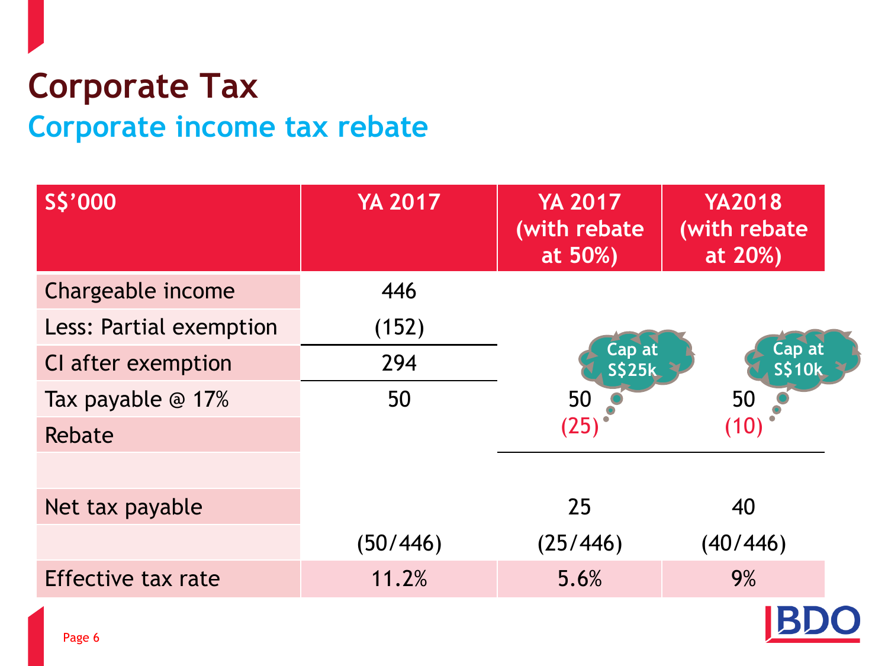# Corporate Tax

## Corporate income tax rebate

| S$'000 | YA 2017 | YA 2017 (with rebate at 50%) | YA2018 (with rebate at 20%) |
|---|---|---|---|
| Chargeable income | 446 | | |
| Less: Partial exemption | (152) | | |
| CI after exemption | 294 | Cap at S$25k | Cap at S$10k |
| Tax payable @ 17% | 50 | 50 | 50 |
| Rebate | | (25) | (10) |
| | | | |
| Net tax payable | | 25 | 40 |
| | (50/446) | (25/446) | (40/446) |
| Effective tax rate | 11.2% | 5.6% | 9% |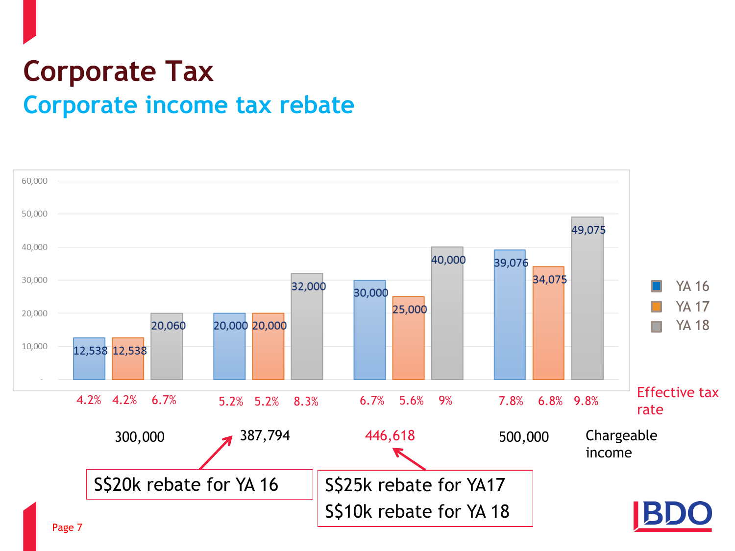# Corporate Tax

## Corporate income tax rebate

| Chargeable income | YA 16 | YA 17 | YA 18 |
|---|---|---|---|
| 300,000 | 12,538 | 12,538 | 20,060 |
| Effective tax rate | 4.2% | 4.2% | 6.7% |
| 387,794 | 20,000 | 20,000 | 32,000 |
| Effective tax rate | 5.2% | 5.2% | 8.3% |
| 446,618 | 30,000 | 25,000 | 40,000 |
| Effective tax rate | 6.7% | 5.6% | 9% |
| 500,000 | 39,076 | 34,075 | 49,075 |
| Effective tax rate | 7.8% | 6.8% | 9.8% |

S$20k rebate for YA 16 (387,794)

S$25k rebate for YA17
S$10k rebate for YA 18 (446,618)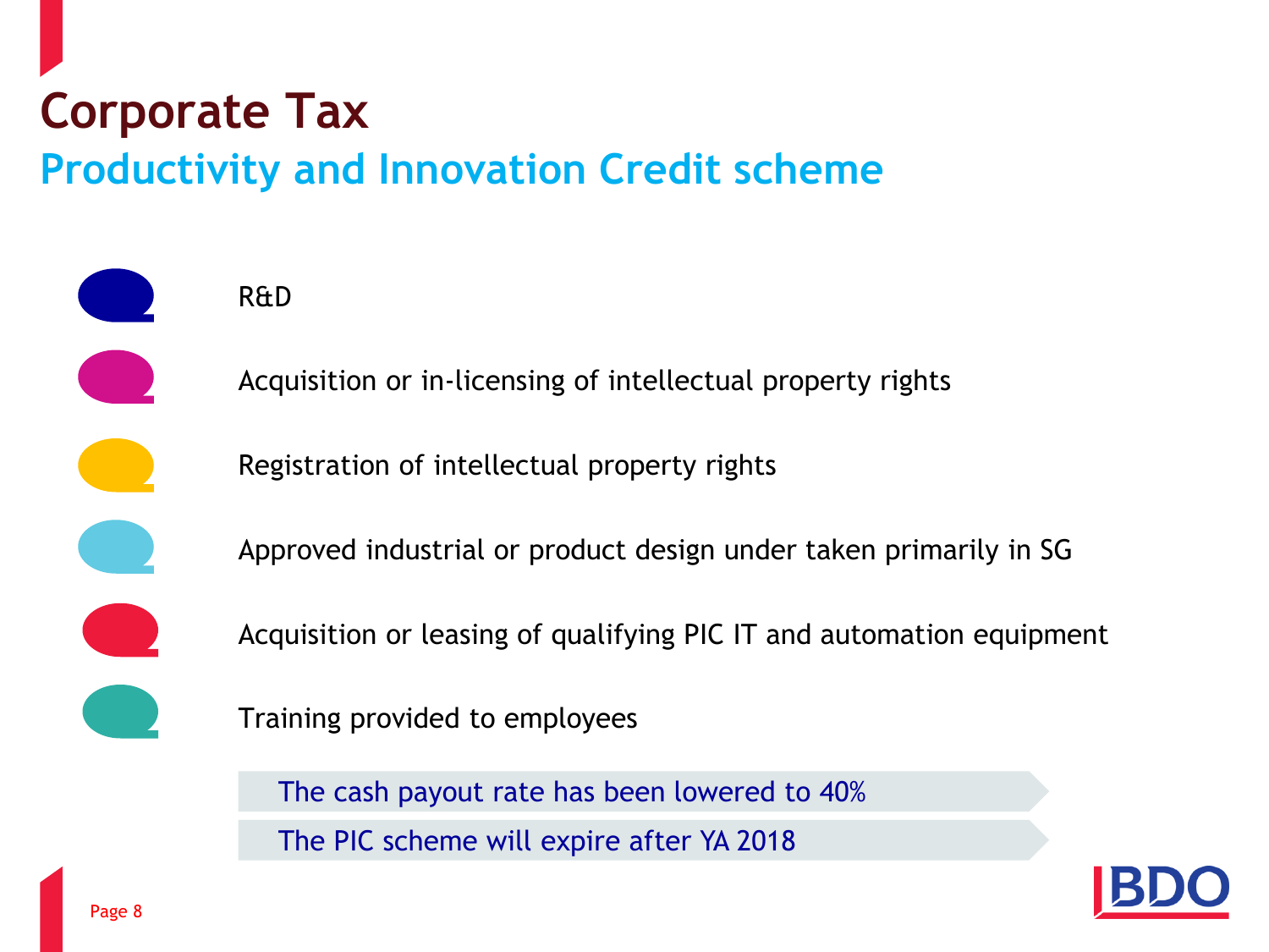# Corporate Tax

## Productivity and Innovation Credit scheme

- R&D
- Acquisition or in-licensing of intellectual property rights
- Registration of intellectual property rights
- Approved industrial or product design under taken primarily in SG
- Acquisition or leasing of qualifying PIC IT and automation equipment
- Training provided to employees

> The cash payout rate has been lowered to 40%

> The PIC scheme will expire after YA 2018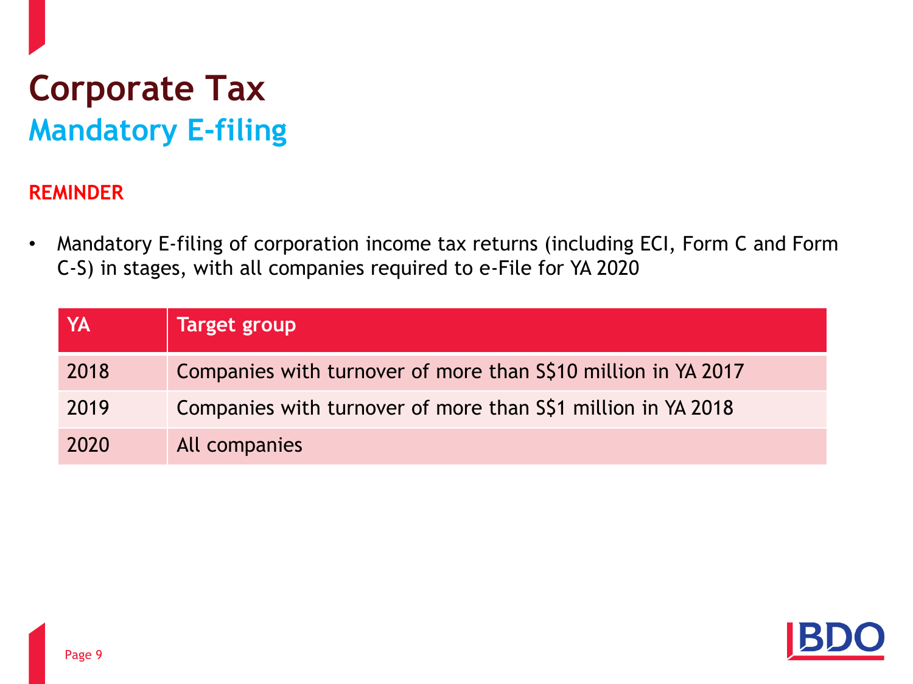# Corporate Tax

## Mandatory E-filing

**REMINDER**

- Mandatory E-filing of corporation income tax returns (including ECI, Form C and Form C-S) in stages, with all companies required to e-File for YA 2020

| YA | Target group |
|---|---|
| 2018 | Companies with turnover of more than S$10 million in YA 2017 |
| 2019 | Companies with turnover of more than S$1 million in YA 2018 |
| 2020 | All companies |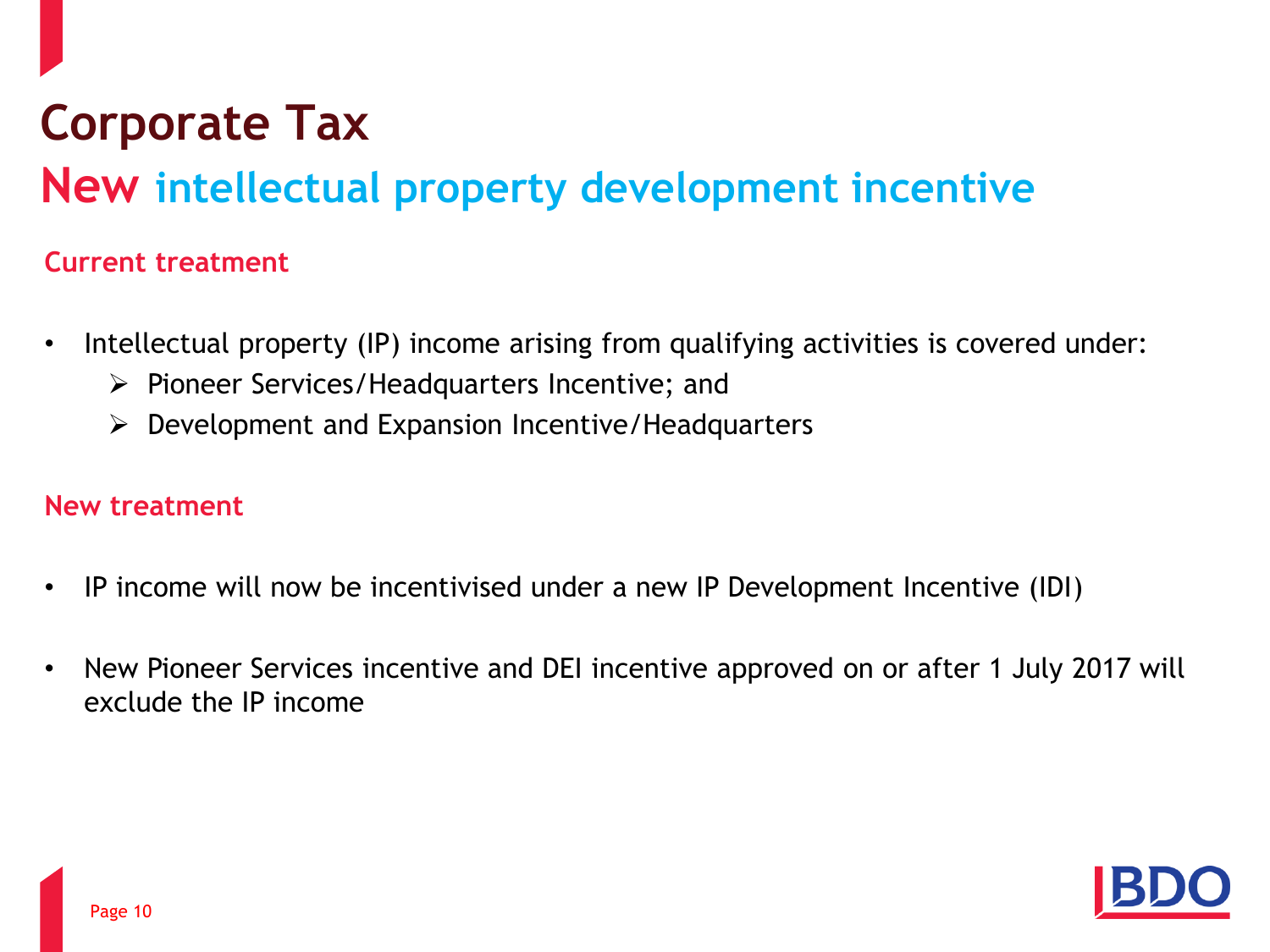# Corporate Tax

## New intellectual property development incentive

### Current treatment

- Intellectual property (IP) income arising from qualifying activities is covered under:
  - Pioneer Services/Headquarters Incentive; and
  - Development and Expansion Incentive/Headquarters

### New treatment

- IP income will now be incentivised under a new IP Development Incentive (IDI)

- New Pioneer Services incentive and DEI incentive approved on or after 1 July 2017 will exclude the IP income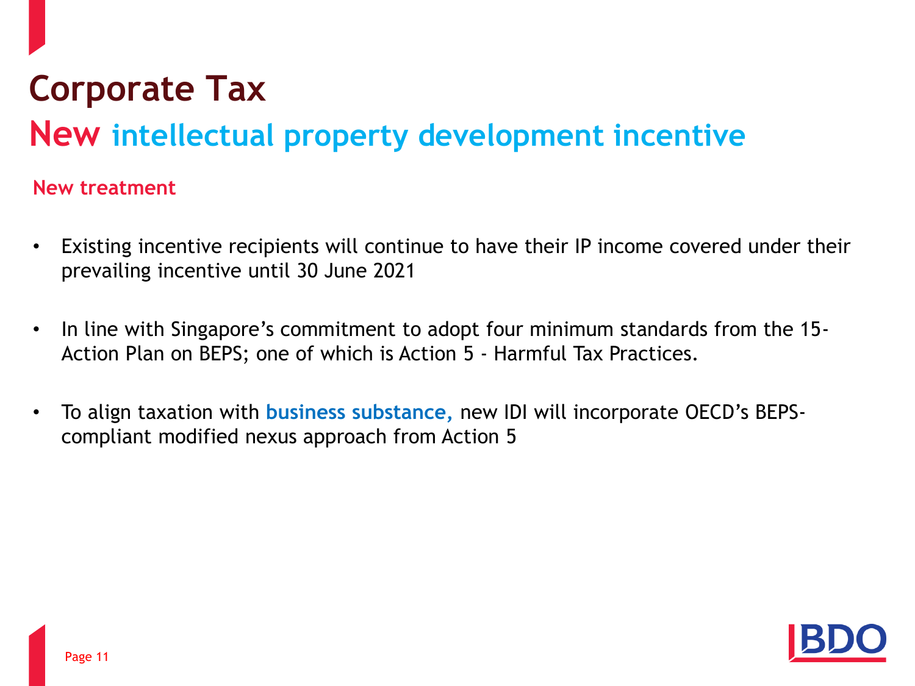# Corporate Tax

## New intellectual property development incentive

### New treatment

- Existing incentive recipients will continue to have their IP income covered under their prevailing incentive until 30 June 2021
- In line with Singapore's commitment to adopt four minimum standards from the 15-Action Plan on BEPS; one of which is Action 5 - Harmful Tax Practices.
- To align taxation with **business substance,** new IDI will incorporate OECD's BEPS-compliant modified nexus approach from Action 5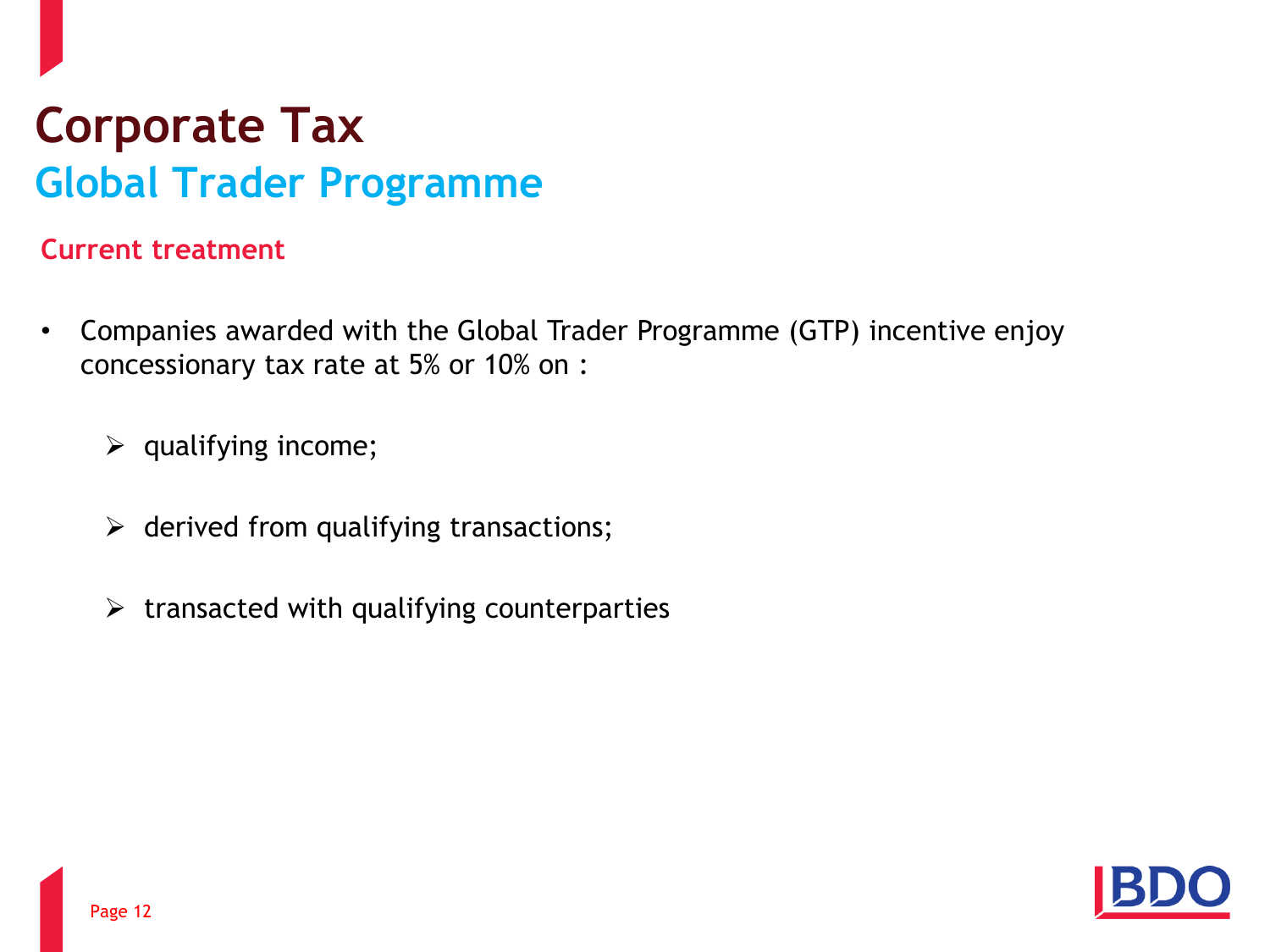# Corporate Tax

## Global Trader Programme

### Current treatment

- Companies awarded with the Global Trader Programme (GTP) incentive enjoy concessionary tax rate at 5% or 10% on :
  - qualifying income;
  - derived from qualifying transactions;
  - transacted with qualifying counterparties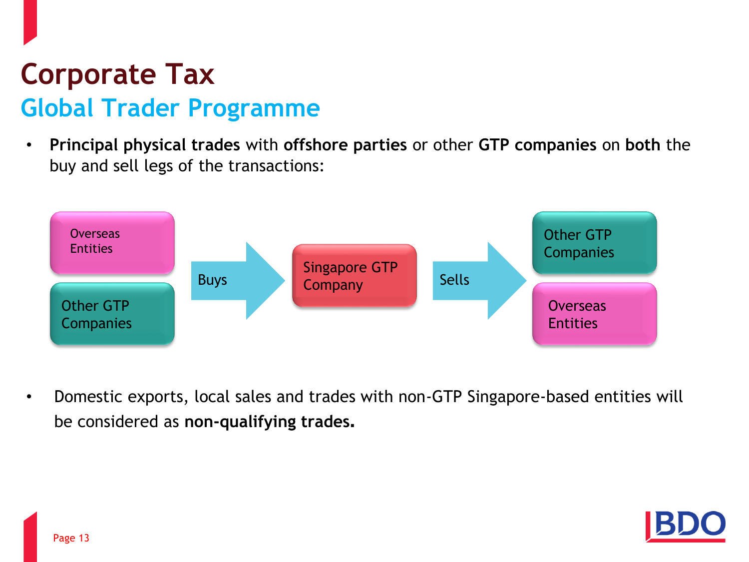# Corporate Tax

## Global Trader Programme

- **Principal physical trades** with **offshore parties** or other **GTP companies** on **both** the buy and sell legs of the transactions:

Overseas Entities / Other GTP Companies → Buys → Singapore GTP Company → Sells → Other GTP Companies / Overseas Entities

- Domestic exports, local sales and trades with non-GTP Singapore-based entities will be considered as **non-qualifying trades.**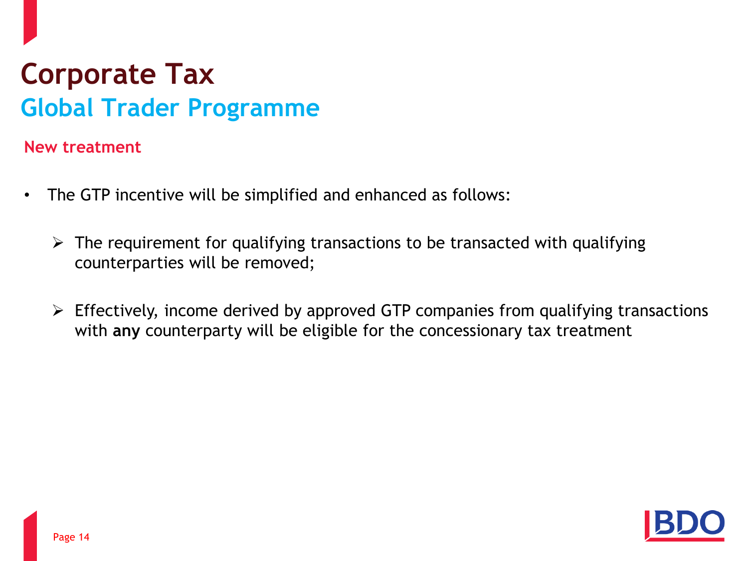# Corporate Tax

## Global Trader Programme

### New treatment

- The GTP incentive will be simplified and enhanced as follows:
  - The requirement for qualifying transactions to be transacted with qualifying counterparties will be removed;
  - Effectively, income derived by approved GTP companies from qualifying transactions with **any** counterparty will be eligible for the concessionary tax treatment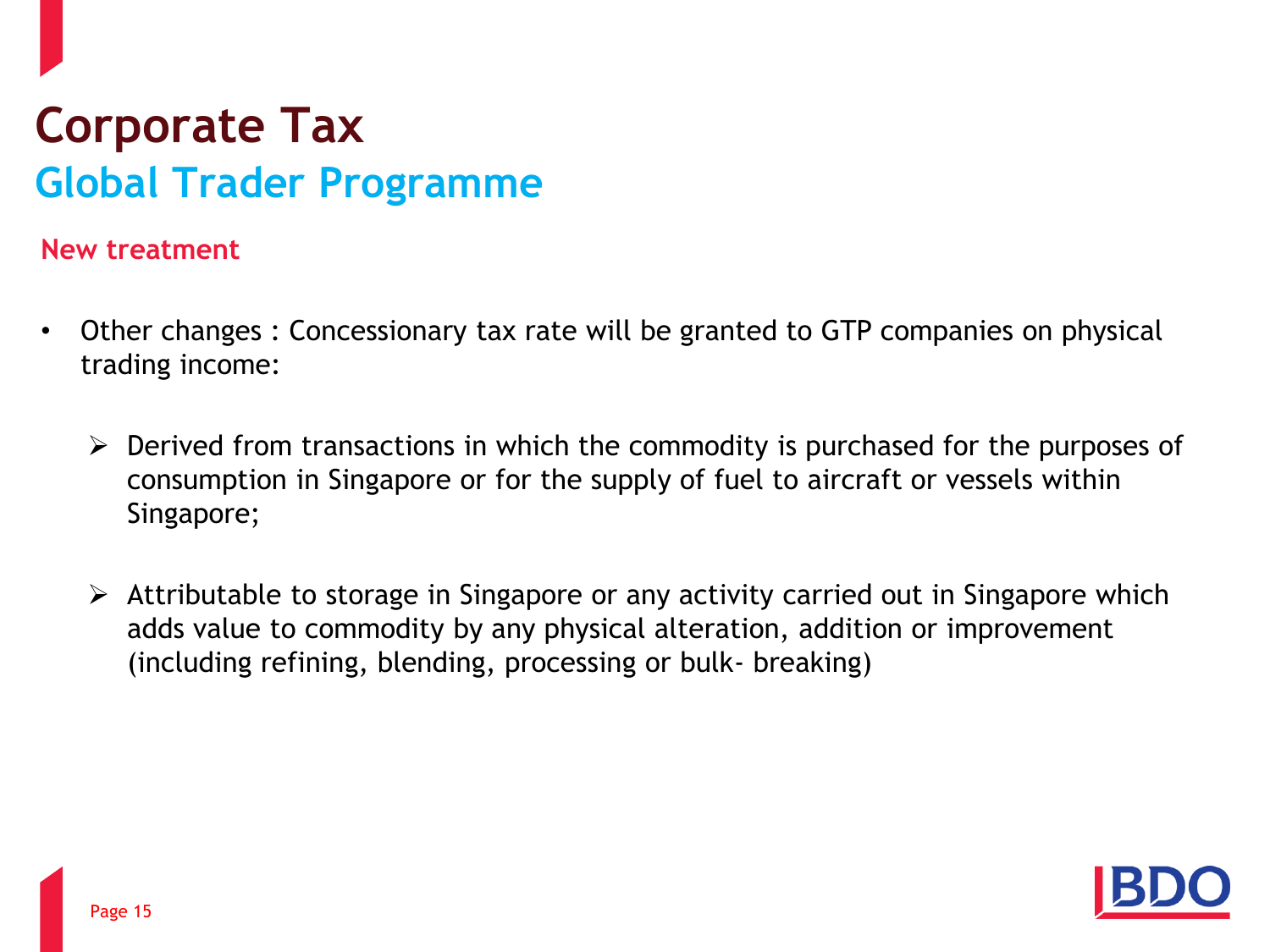# Corporate Tax

## Global Trader Programme

### New treatment

- Other changes : Concessionary tax rate will be granted to GTP companies on physical trading income:
  - Derived from transactions in which the commodity is purchased for the purposes of consumption in Singapore or for the supply of fuel to aircraft or vessels within Singapore;
  - Attributable to storage in Singapore or any activity carried out in Singapore which adds value to commodity by any physical alteration, addition or improvement (including refining, blending, processing or bulk- breaking)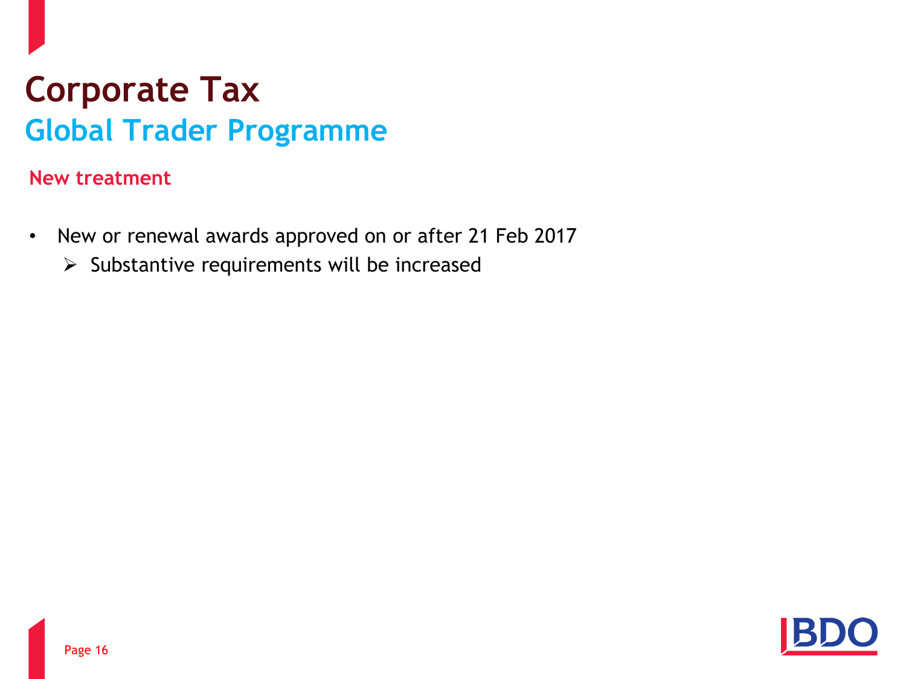# Corporate Tax

## Global Trader Programme

### New treatment

- New or renewal awards approved on or after 21 Feb 2017
  - Substantive requirements will be increased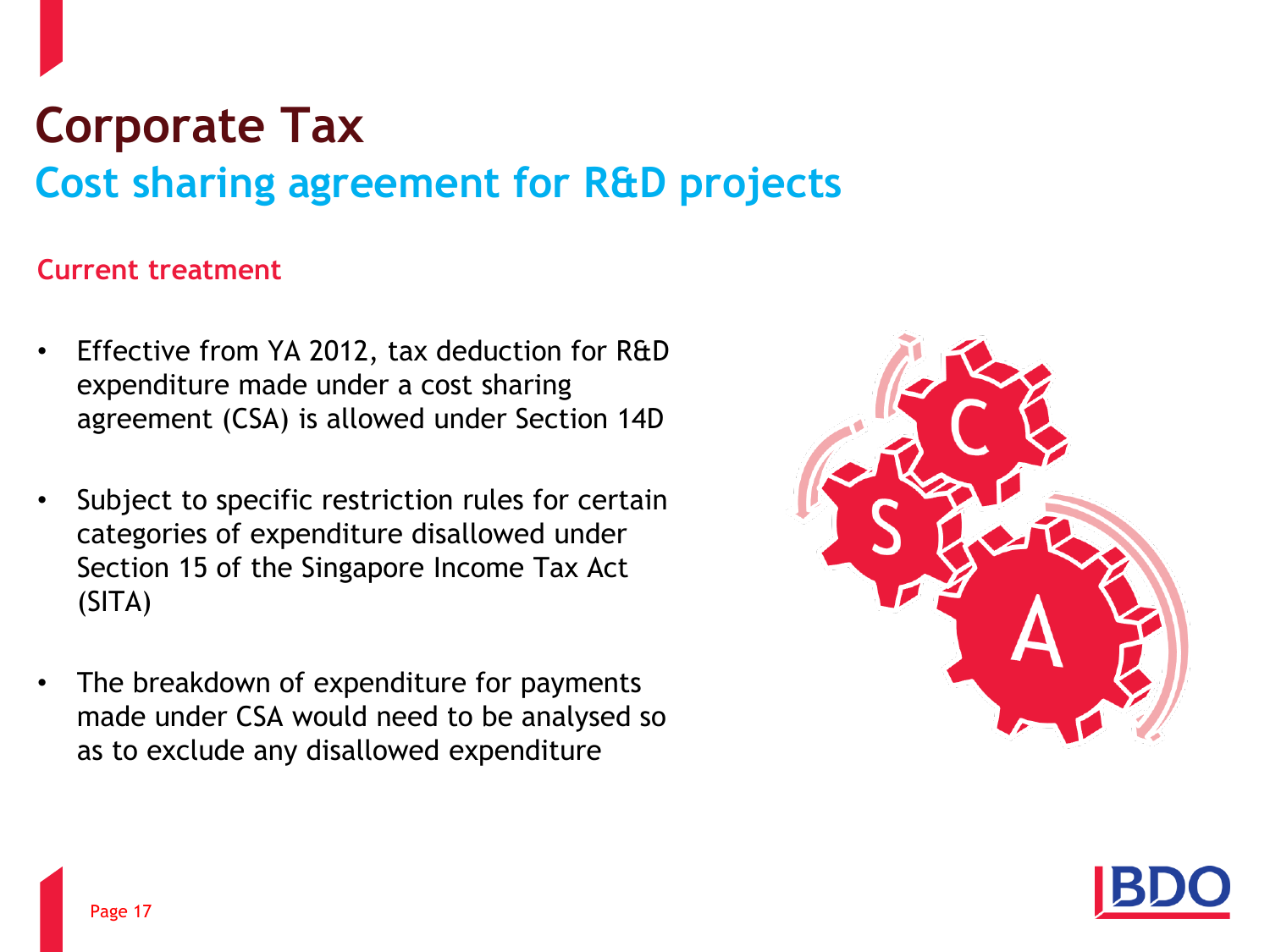# Corporate Tax

## Cost sharing agreement for R&D projects

### Current treatment

- Effective from YA 2012, tax deduction for R&D expenditure made under a cost sharing agreement (CSA) is allowed under Section 14D
- Subject to specific restriction rules for certain categories of expenditure disallowed under Section 15 of the Singapore Income Tax Act (SITA)
- The breakdown of expenditure for payments made under CSA would need to be analysed so as to exclude any disallowed expenditure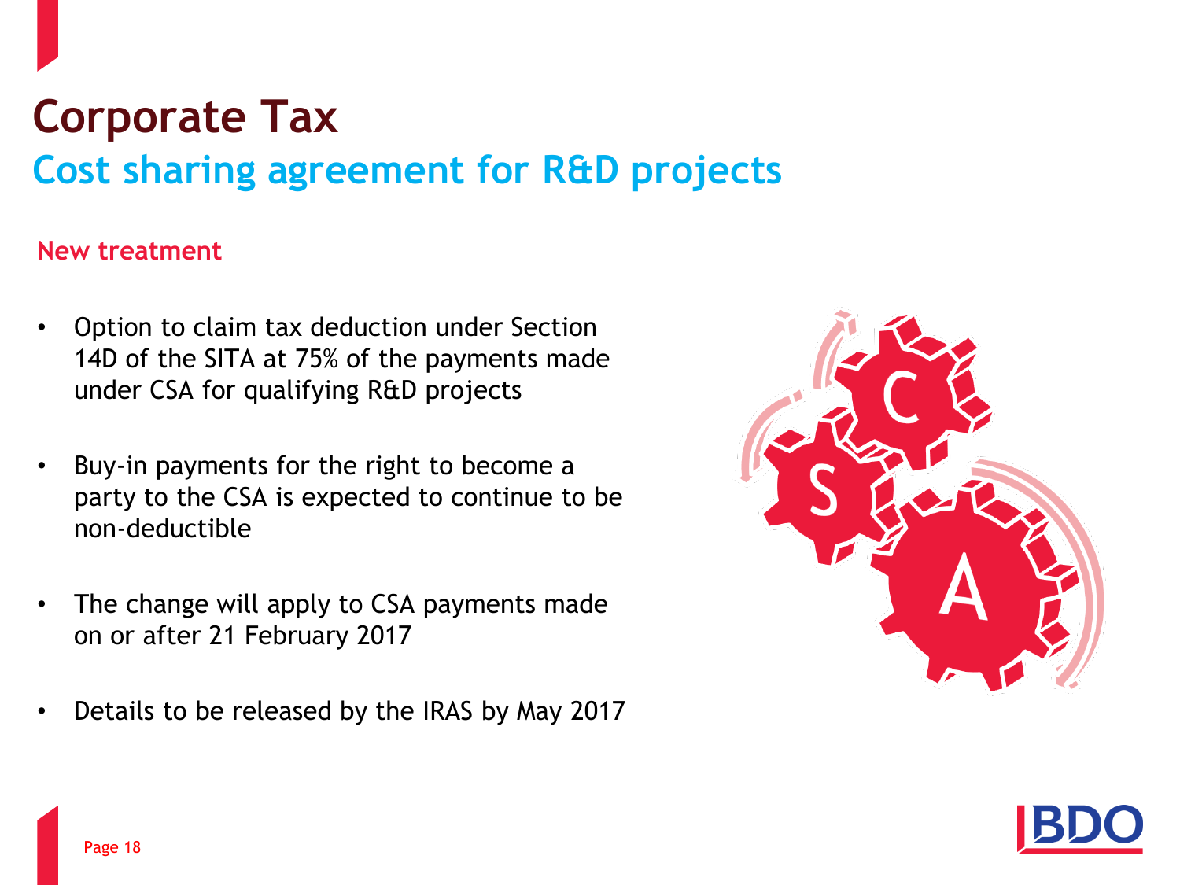# Corporate Tax

## Cost sharing agreement for R&D projects

### New treatment

- Option to claim tax deduction under Section 14D of the SITA at 75% of the payments made under CSA for qualifying R&D projects
- Buy-in payments for the right to become a party to the CSA is expected to continue to be non-deductible
- The change will apply to CSA payments made on or after 21 February 2017
- Details to be released by the IRAS by May 2017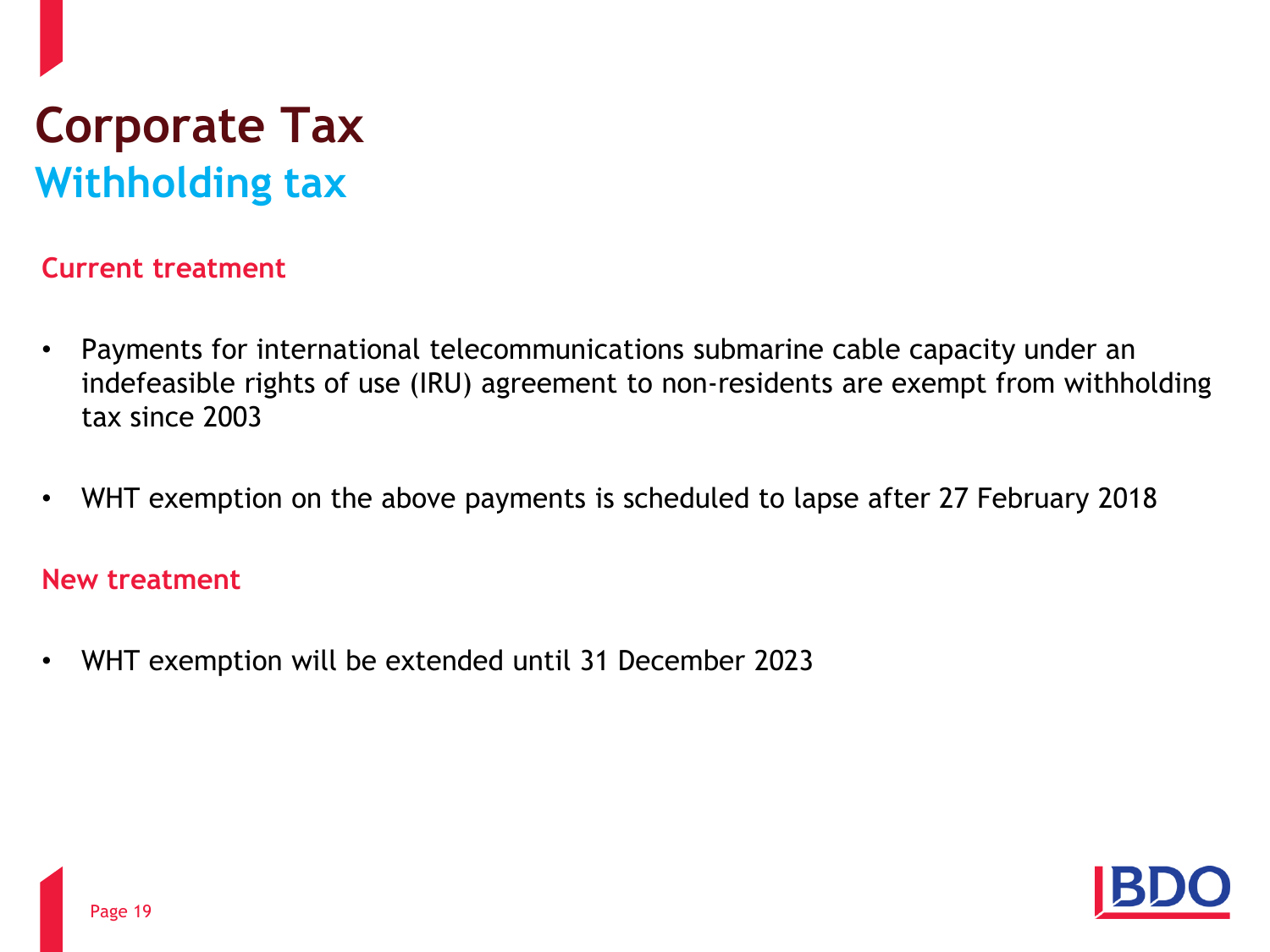# Corporate Tax

## Withholding tax

### Current treatment

- Payments for international telecommunications submarine cable capacity under an indefeasible rights of use (IRU) agreement to non-residents are exempt from withholding tax since 2003
- WHT exemption on the above payments is scheduled to lapse after 27 February 2018

### New treatment

- WHT exemption will be extended until 31 December 2023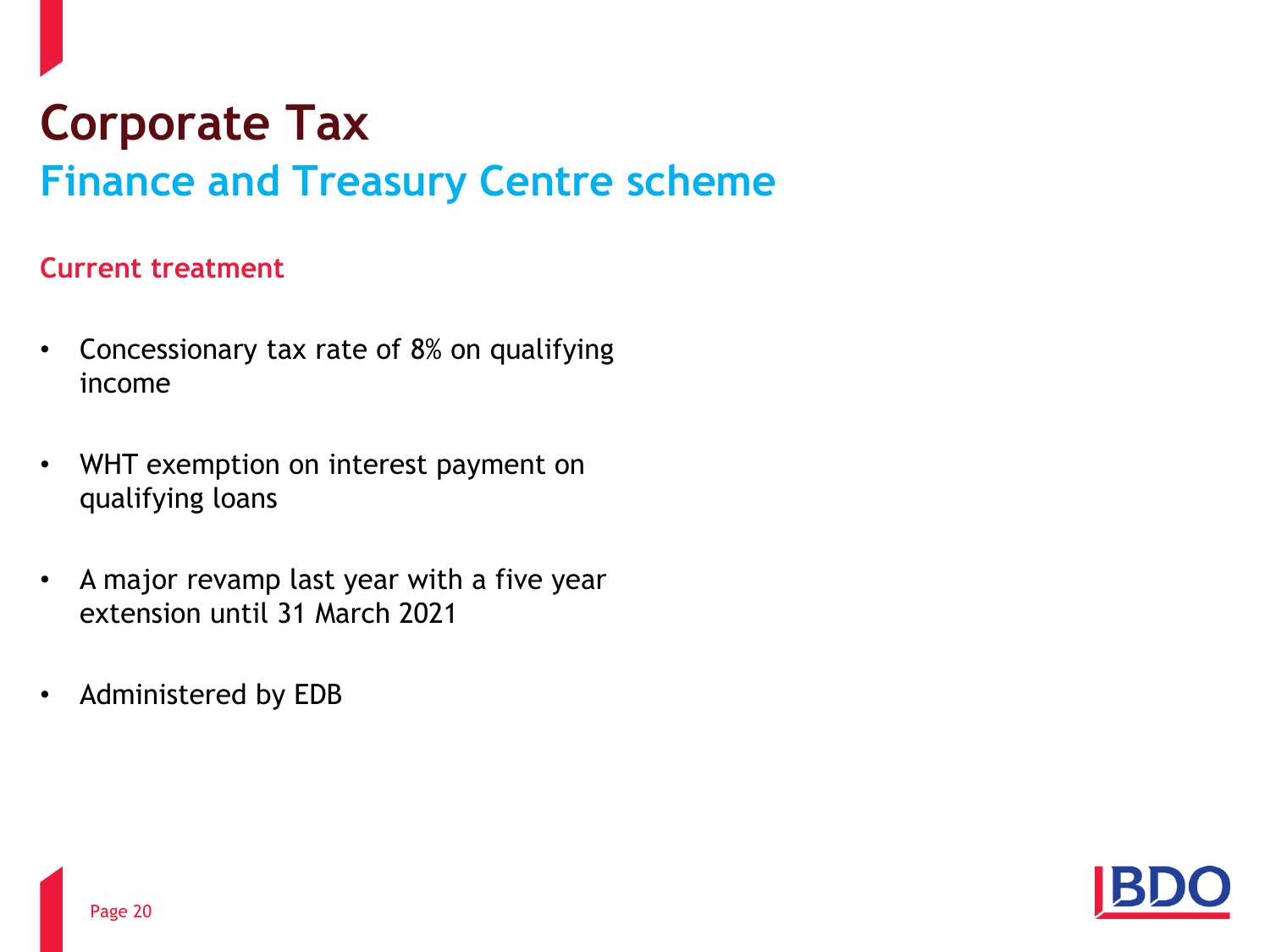# Corporate Tax

## Finance and Treasury Centre scheme

### Current treatment

- Concessionary tax rate of 8% on qualifying income
- WHT exemption on interest payment on qualifying loans
- A major revamp last year with a five year extension until 31 March 2021
- Administered by EDB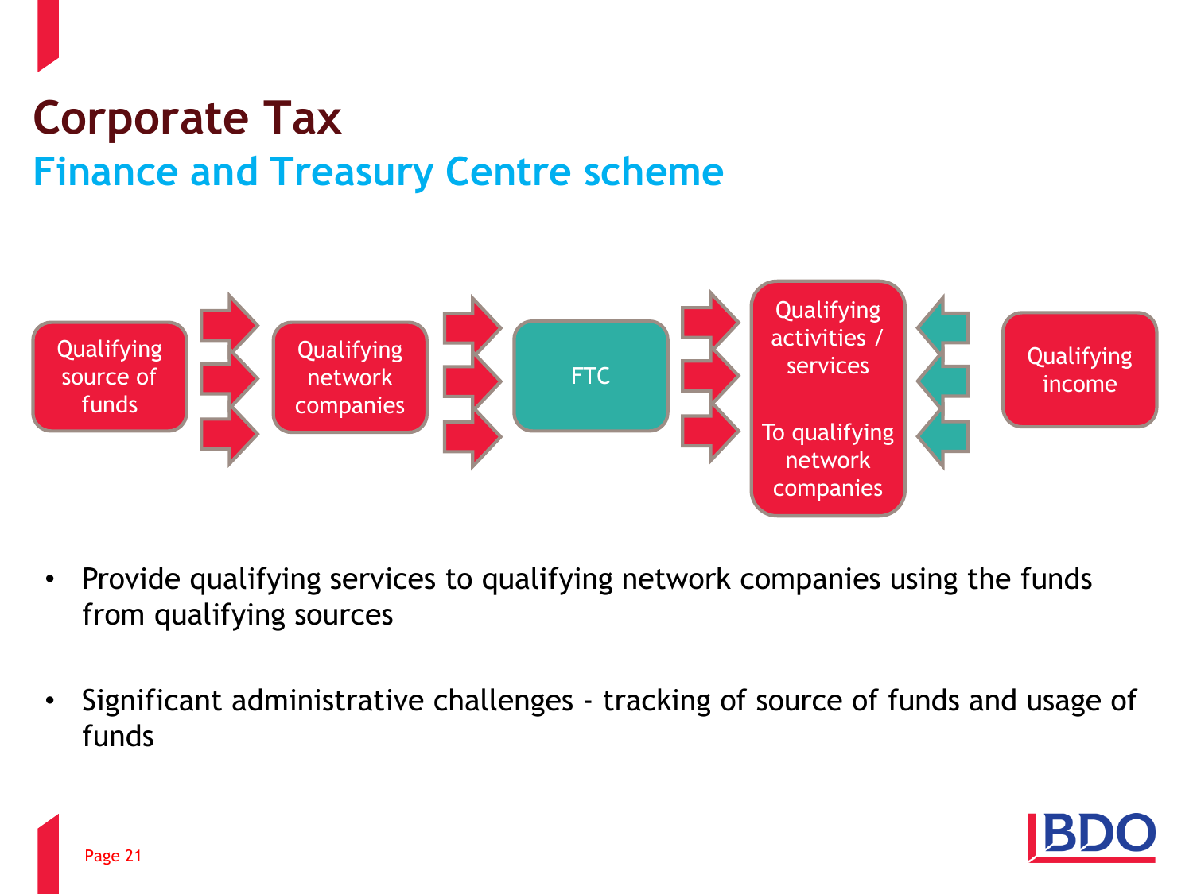# Corporate Tax

## Finance and Treasury Centre scheme

Qualifying source of funds → Qualifying network companies → FTC → Qualifying activities / services To qualifying network companies ← Qualifying income

- Provide qualifying services to qualifying network companies using the funds from qualifying sources
- Significant administrative challenges - tracking of source of funds and usage of funds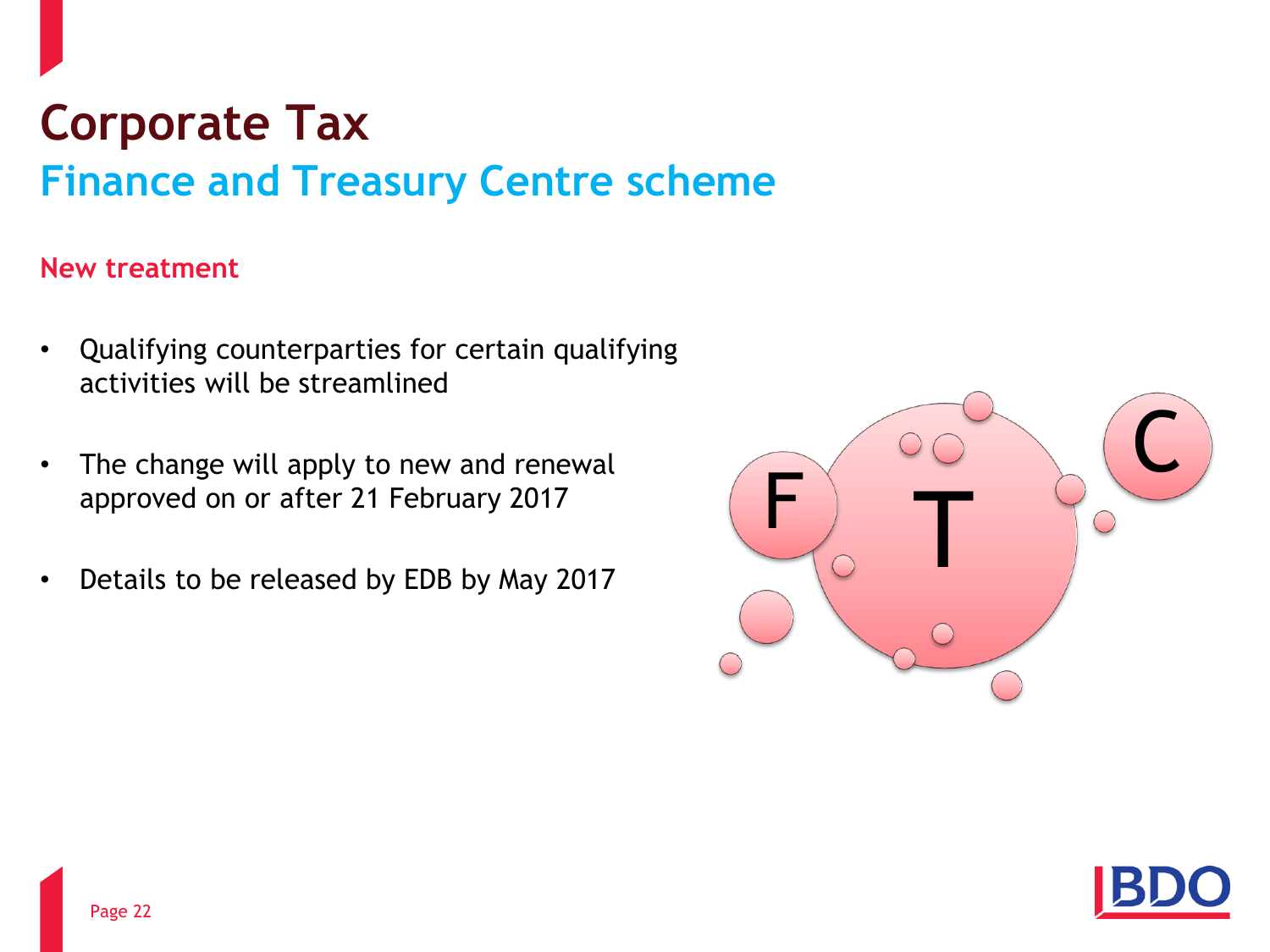# Corporate Tax

## Finance and Treasury Centre scheme

### New treatment

- Qualifying counterparties for certain qualifying activities will be streamlined
- The change will apply to new and renewal approved on or after 21 February 2017
- Details to be released by EDB by May 2017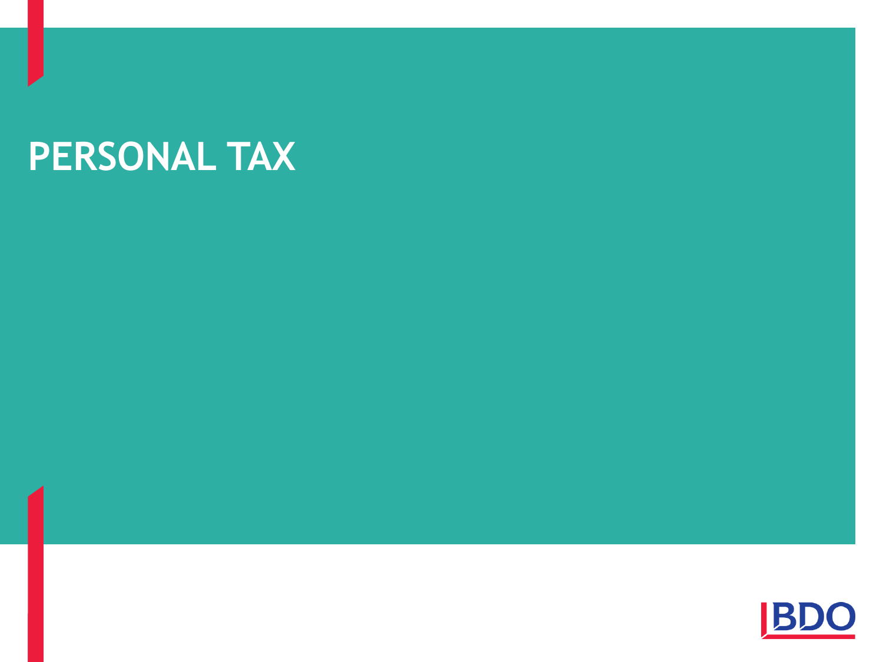# PERSONAL TAX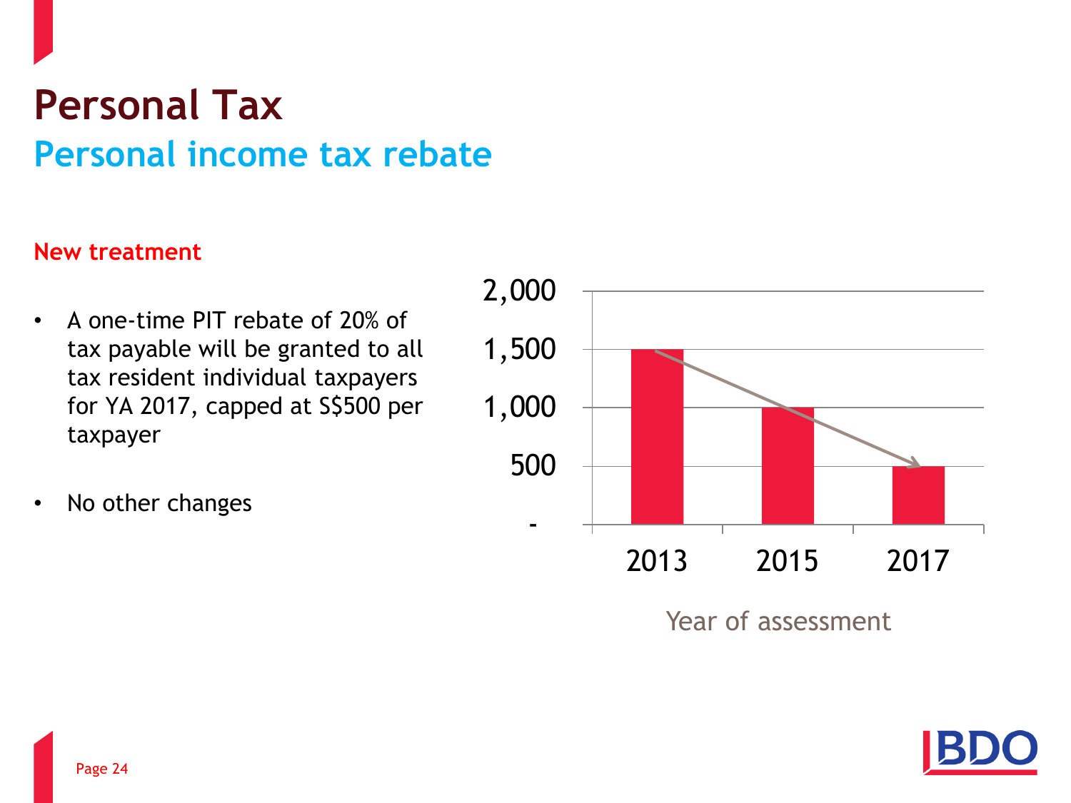# Personal Tax

## Personal income tax rebate

**New treatment**

- A one-time PIT rebate of 20% of tax payable will be granted to all tax resident individual taxpayers for YA 2017, capped at S$500 per taxpayer
- No other changes

| Year of assessment | Rebate cap (S$) |
|---|---|
| 2013 | 1,500 |
| 2015 | 1,000 |
| 2017 | 500 |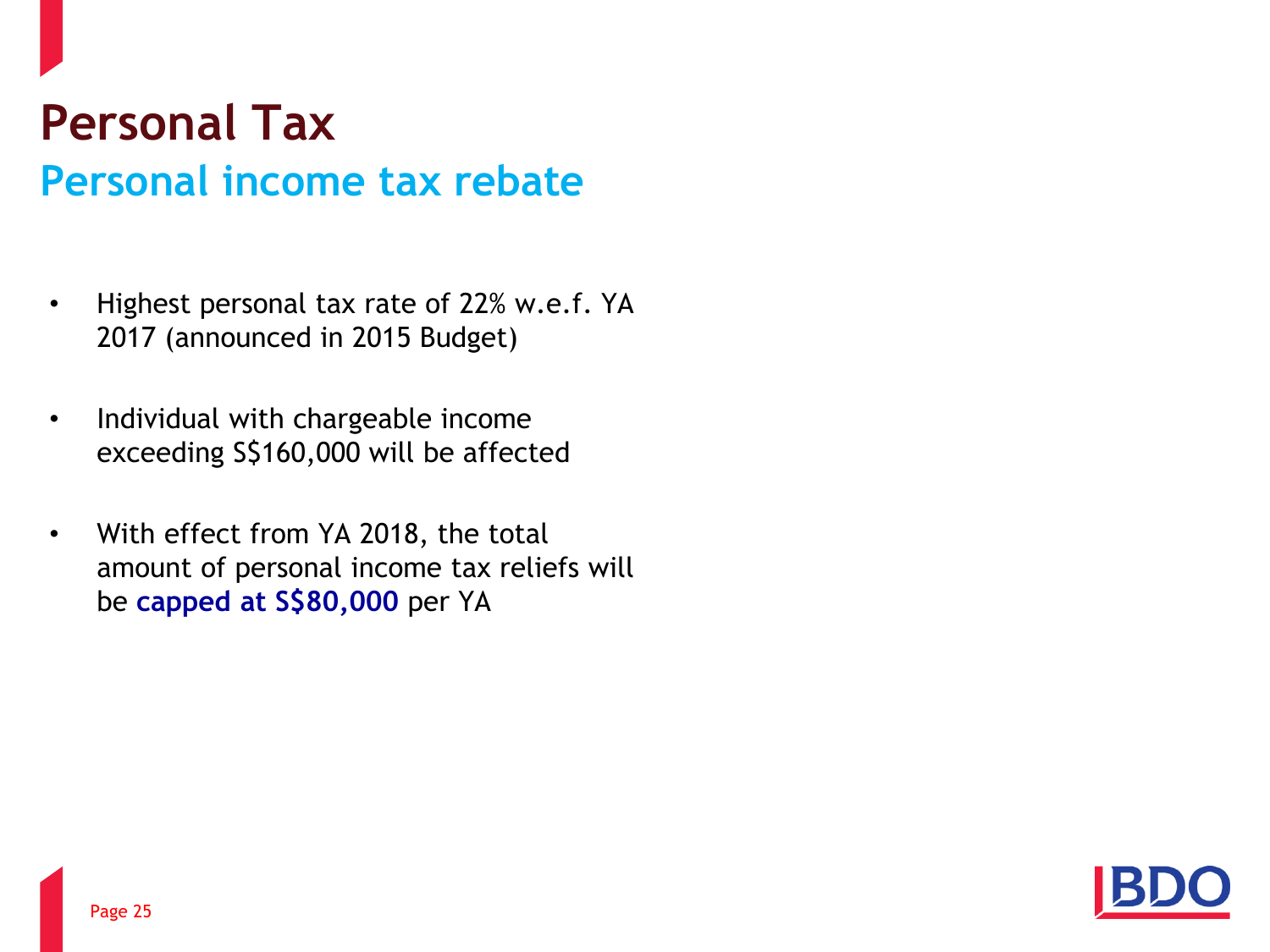# Personal Tax

## Personal income tax rebate

- Highest personal tax rate of 22% w.e.f. YA 2017 (announced in 2015 Budget)
- Individual with chargeable income exceeding S$160,000 will be affected
- With effect from YA 2018, the total amount of personal income tax reliefs will be **capped at S$80,000** per YA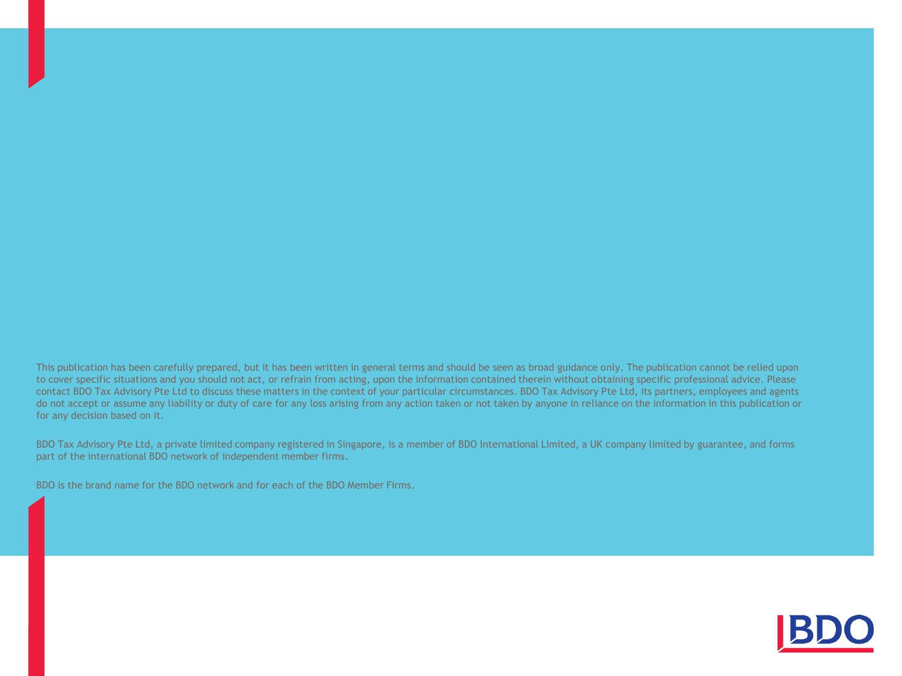This publication has been carefully prepared, but it has been written in general terms and should be seen as broad guidance only. The publication cannot be relied upon to cover specific situations and you should not act, or refrain from acting, upon the information contained therein without obtaining specific professional advice. Please contact BDO Tax Advisory Pte Ltd to discuss these matters in the context of your particular circumstances. BDO Tax Advisory Pte Ltd, its partners, employees and agents do not accept or assume any liability or duty of care for any loss arising from any action taken or not taken by anyone in reliance on the information in this publication or for any decision based on it.

BDO Tax Advisory Pte Ltd, a private limited company registered in Singapore, is a member of BDO International Limited, a UK company limited by guarantee, and forms part of the international BDO network of independent member firms.

BDO is the brand name for the BDO network and for each of the BDO Member Firms.

BDO